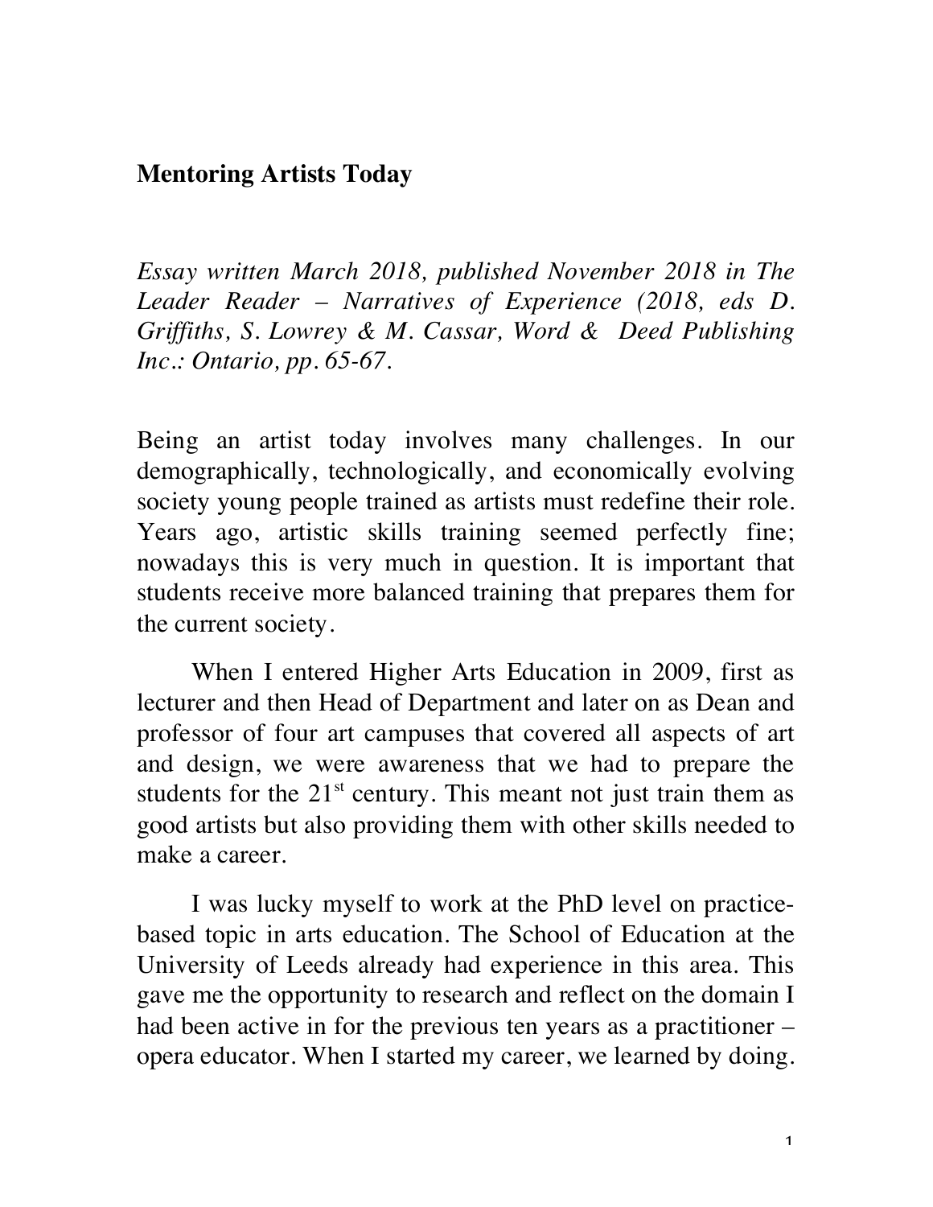## Mentoring Artists Today

*Essay written March 2018, published November 2018 in The Leader Reader – Narratives of Experience (2018, eds D. Griffiths, S. Lowrey & M. Cassar, Word & Deed Publishing Inc.: Ontario, pp. 65-67.*

Being an artist today involves many challenges. In our demographically, technologically, and economically evolving society young people trained as artists must redefine their role. Years ago, artistic skills training seemed perfectly fine; nowadays this is very much in question. It is important that students receive more balanced training that prepares them for the current society.

When I entered Higher Arts Education in 2009, first as lecturer and then Head of Department and later on as Dean and professor of four art campuses that covered all aspects of art and design, we were awareness that we had to prepare the students for the 21st century. This meant not just train them as good artists but also providing them with other skills needed to make a career.

I was lucky myself to work at the PhD level on practice-based topic in arts education. The School of Education at the University of Leeds already had experience in this area. This gave me the opportunity to research and reflect on the domain I had been active in for the previous ten years as a practitioner – opera educator. When I started my career, we learned by doing.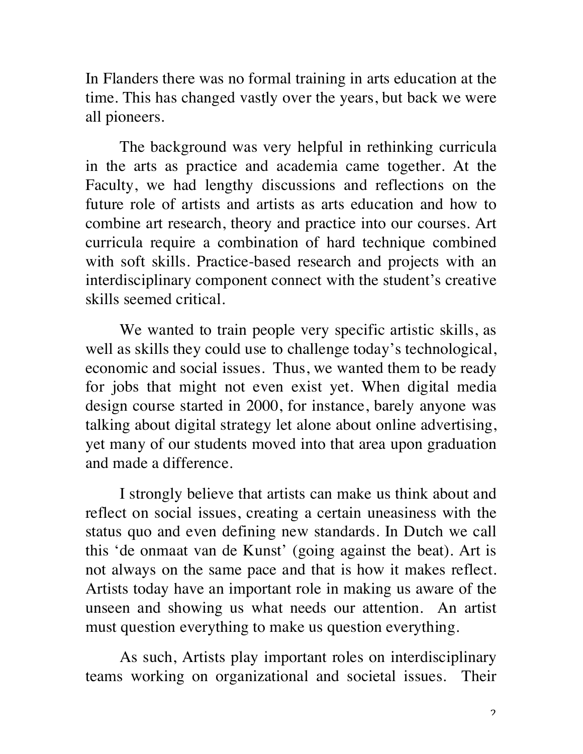In Flanders there was no formal training in arts education at the time. This has changed vastly over the years, but back we were all pioneers.

The background was very helpful in rethinking curricula in the arts as practice and academia came together. At the Faculty, we had lengthy discussions and reflections on the future role of artists and artists as arts education and how to combine art research, theory and practice into our courses. Art curricula require a combination of hard technique combined with soft skills. Practice-based research and projects with an interdisciplinary component connect with the student's creative skills seemed critical.

We wanted to train people very specific artistic skills, as well as skills they could use to challenge today's technological, economic and social issues. Thus, we wanted them to be ready for jobs that might not even exist yet. When digital media design course started in 2000, for instance, barely anyone was talking about digital strategy let alone about online advertising, yet many of our students moved into that area upon graduation and made a difference.

I strongly believe that artists can make us think about and reflect on social issues, creating a certain uneasiness with the status quo and even defining new standards. In Dutch we call this 'de onmaat van de Kunst' (going against the beat). Art is not always on the same pace and that is how it makes reflect. Artists today have an important role in making us aware of the unseen and showing us what needs our attention. An artist must question everything to make us question everything.

As such, Artists play important roles on interdisciplinary teams working on organizational and societal issues. Their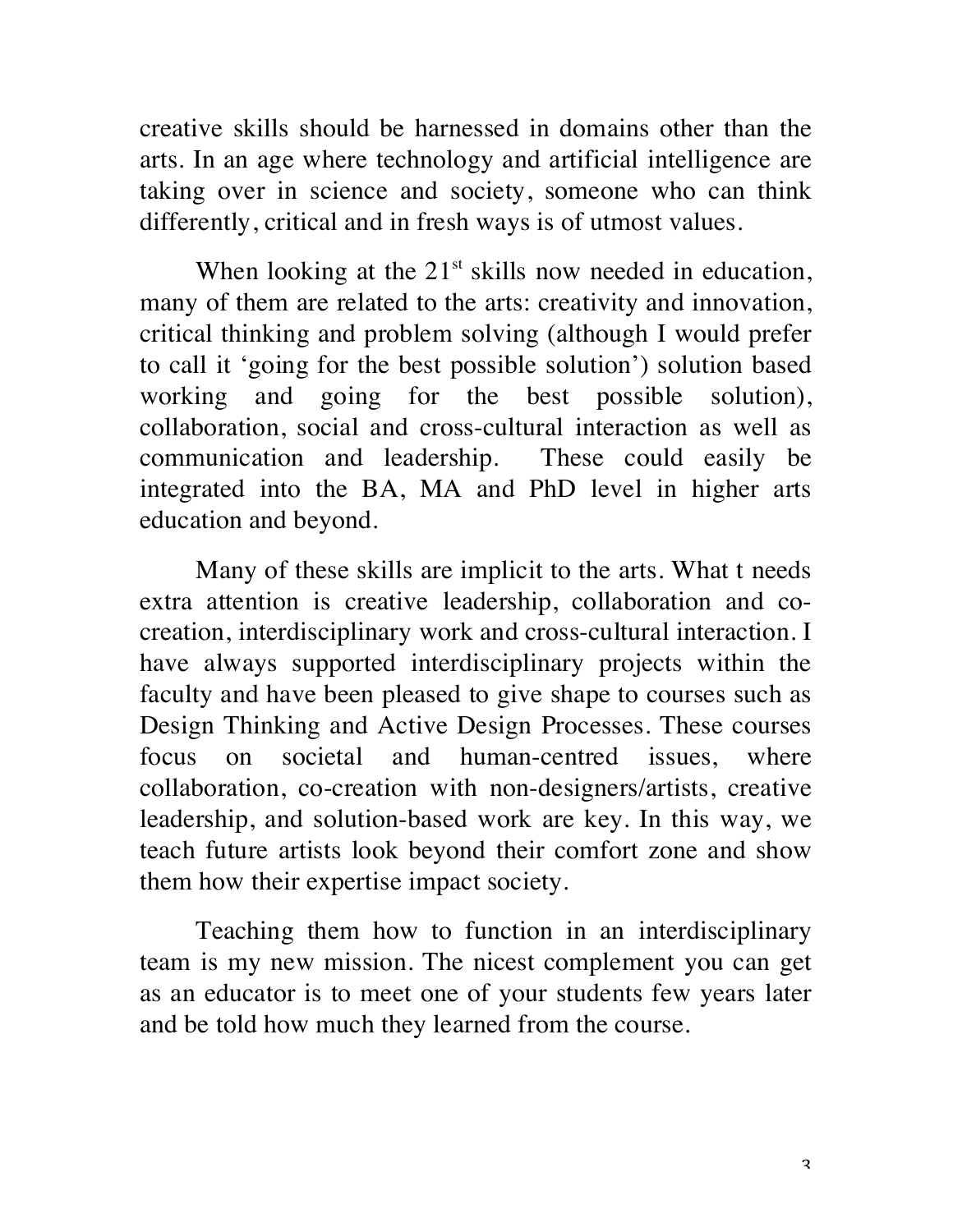creative skills should be harnessed in domains other than the arts. In an age where technology and artificial intelligence are taking over in science and society, someone who can think differently, critical and in fresh ways is of utmost values.

When looking at the 21st skills now needed in education, many of them are related to the arts: creativity and innovation, critical thinking and problem solving (although I would prefer to call it 'going for the best possible solution') solution based working and going for the best possible solution), collaboration, social and cross-cultural interaction as well as communication and leadership. These could easily be integrated into the BA, MA and PhD level in higher arts education and beyond.

Many of these skills are implicit to the arts. What t needs extra attention is creative leadership, collaboration and co-creation, interdisciplinary work and cross-cultural interaction. I have always supported interdisciplinary projects within the faculty and have been pleased to give shape to courses such as Design Thinking and Active Design Processes. These courses focus on societal and human-centred issues, where collaboration, co-creation with non-designers/artists, creative leadership, and solution-based work are key. In this way, we teach future artists look beyond their comfort zone and show them how their expertise impact society.

Teaching them how to function in an interdisciplinary team is my new mission. The nicest complement you can get as an educator is to meet one of your students few years later and be told how much they learned from the course.